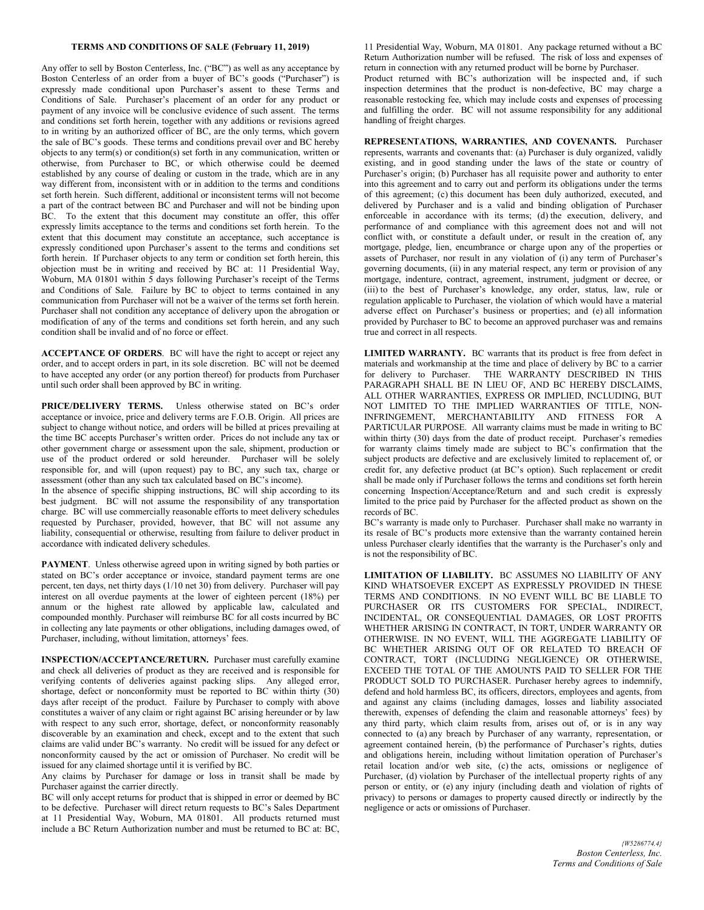## TERMS AND CONDITIONS OF SALE (February 11, 2019)

Any offer to sell by Boston Centerless, Inc. ("BC") as well as any acceptance by Boston Centerless of an order from a buyer of BC's goods ("Purchaser") is expressly made conditional upon Purchaser's assent to these Terms and Conditions of Sale. Purchaser's placement of an order for any product or payment of any invoice will be conclusive evidence of such assent. The terms and conditions set forth herein, together with any additions or revisions agreed to in writing by an authorized officer of BC, are the only terms, which govern the sale of BC's goods. These terms and conditions prevail over and BC hereby objects to any term(s) or condition(s) set forth in any communication, written or otherwise, from Purchaser to BC, or which otherwise could be deemed established by any course of dealing or custom in the trade, which are in any way different from, inconsistent with or in addition to the terms and conditions set forth herein. Such different, additional or inconsistent terms will not become a part of the contract between BC and Purchaser and will not be binding upon BC. To the extent that this document may constitute an offer, this offer expressly limits acceptance to the terms and conditions set forth herein. To the extent that this document may constitute an acceptance, such acceptance is expressly conditioned upon Purchaser's assent to the terms and conditions set forth herein. If Purchaser objects to any term or condition set forth herein, this objection must be in writing and received by BC at: 11 Presidential Way, Woburn, MA 01801 within 5 days following Purchaser's receipt of the Terms and Conditions of Sale. Failure by BC to object to terms contained in any communication from Purchaser will not be a waiver of the terms set forth herein. Purchaser shall not condition any acceptance of delivery upon the abrogation or modification of any of the terms and conditions set forth herein, and any such condition shall be invalid and of no force or effect.

**ACCEPTANCE OF ORDERS**. BC will have the right to accept or reject any order, and to accept orders in part, in its sole discretion. BC will not be deemed to have accepted any order (or any portion thereof) for products from Purchaser until such order shall been approved by BC in writing.

**PRICE/DELIVERY TERMS.** Unless otherwise stated on BC's order acceptance or invoice, price and delivery terms are F.O.B. Origin. All prices are subject to change without notice, and orders will be billed at prices prevailing at the time BC accepts Purchaser's written order. Prices do not include any tax or other government charge or assessment upon the sale, shipment, production or use of the product ordered or sold hereunder. Purchaser will be solely responsible for, and will (upon request) pay to BC, any such tax, charge or assessment (other than any such tax calculated based on BC's income).

In the absence of specific shipping instructions, BC will ship according to its best judgment. BC will not assume the responsibility of any transportation charge. BC will use commercially reasonable efforts to meet delivery schedules requested by Purchaser, provided, however, that BC will not assume any liability, consequential or otherwise, resulting from failure to deliver product in accordance with indicated delivery schedules.

**PAYMENT**. Unless otherwise agreed upon in writing signed by both parties or stated on BC's order acceptance or invoice, standard payment terms are one percent, ten days, net thirty days (1/10 net 30) from delivery. Purchaser will pay interest on all overdue payments at the lower of eighteen percent (18%) per annum or the highest rate allowed by applicable law, calculated and compounded monthly. Purchaser will reimburse BC for all costs incurred by BC in collecting any late payments or other obligations, including damages owed, of Purchaser, including, without limitation, attorneys' fees.

**INSPECTION/ACCEPTANCE/RETURN.** Purchaser must carefully examine and check all deliveries of product as they are received and is responsible for verifying contents of deliveries against packing slips. Any alleged error, shortage, defect or nonconformity must be reported to BC within thirty (30) days after receipt of the product. Failure by Purchaser to comply with above constitutes a waiver of any claim or right against BC arising hereunder or by law with respect to any such error, shortage, defect, or nonconformity reasonably discoverable by an examination and check, except and to the extent that such claims are valid under BC's warranty. No credit will be issued for any defect or nonconformity caused by the act or omission of Purchaser. No credit will be issued for any claimed shortage until it is verified by BC.

Any claims by Purchaser for damage or loss in transit shall be made by Purchaser against the carrier directly.

BC will only accept returns for product that is shipped in error or deemed by BC to be defective. Purchaser will direct return requests to BC's Sales Department at 11 Presidential Way, Woburn, MA 01801. All products returned must include a BC Return Authorization number and must be returned to BC at: BC, 11 Presidential Way, Woburn, MA 01801. Any package returned without a BC Return Authorization number will be refused. The risk of loss and expenses of return in connection with any returned product will be borne by Purchaser.

Product returned with BC's authorization will be inspected and, if such inspection determines that the product is non-defective, BC may charge a reasonable restocking fee, which may include costs and expenses of processing and fulfilling the order. BC will not assume responsibility for any additional handling of freight charges.

**REPRESENTATIONS, WARRANTIES, AND COVENANTS.** Purchaser represents, warrants and covenants that: (a) Purchaser is duly organized, validly existing, and in good standing under the laws of the state or country of Purchaser's origin; (b) Purchaser has all requisite power and authority to enter into this agreement and to carry out and perform its obligations under the terms of this agreement; (c) this document has been duly authorized, executed, and delivered by Purchaser and is a valid and binding obligation of Purchaser enforceable in accordance with its terms; (d) the execution, delivery, and performance of and compliance with this agreement does not and will not conflict with, or constitute a default under, or result in the creation of, any mortgage, pledge, lien, encumbrance or charge upon any of the properties or assets of Purchaser, nor result in any violation of (i) any term of Purchaser's governing documents, (ii) in any material respect, any term or provision of any mortgage, indenture, contract, agreement, instrument, judgment or decree, or (iii) to the best of Purchaser's knowledge, any order, status, law, rule or regulation applicable to Purchaser, the violation of which would have a material adverse effect on Purchaser's business or properties; and (e) all information provided by Purchaser to BC to become an approved purchaser was and remains true and correct in all respects.

**LIMITED WARRANTY.** BC warrants that its product is free from defect in materials and workmanship at the time and place of delivery by BC to a carrier for delivery to Purchaser. THE WARRANTY DESCRIBED IN THIS PARAGRAPH SHALL BE IN LIEU OF, AND BC HEREBY DISCLAIMS, ALL OTHER WARRANTIES, EXPRESS OR IMPLIED, INCLUDING, BUT NOT LIMITED TO THE IMPLIED WARRANTIES OF TITLE, NON-INFRINGEMENT, MERCHANTABILITY AND FITNESS FOR A PARTICULAR PURPOSE. All warranty claims must be made in writing to BC within thirty (30) days from the date of product receipt. Purchaser's remedies for warranty claims timely made are subject to BC's confirmation that the subject products are defective and are exclusively limited to replacement of, or credit for, any defective product (at BC's option). Such replacement or credit shall be made only if Purchaser follows the terms and conditions set forth herein concerning Inspection/Acceptance/Return and and such credit is expressly limited to the price paid by Purchaser for the affected product as shown on the records of BC.

BC's warranty is made only to Purchaser. Purchaser shall make no warranty in its resale of BC's products more extensive than the warranty contained herein unless Purchaser clearly identifies that the warranty is the Purchaser's only and is not the responsibility of BC.

**LIMITATION OF LIABILITY.** BC ASSUMES NO LIABILITY OF ANY KIND WHATSOEVER EXCEPT AS EXPRESSLY PROVIDED IN THESE TERMS AND CONDITIONS. IN NO EVENT WILL BC BE LIABLE TO PURCHASER OR ITS CUSTOMERS FOR SPECIAL, INDIRECT, INCIDENTAL, OR CONSEQUENTIAL DAMAGES, OR LOST PROFITS WHETHER ARISING IN CONTRACT, IN TORT, UNDER WARRANTY OR OTHERWISE. IN NO EVENT, WILL THE AGGREGATE LIABILITY OF BC WHETHER ARISING OUT OF OR RELATED TO BREACH OF CONTRACT, TORT (INCLUDING NEGLIGENCE) OR OTHERWISE, EXCEED THE TOTAL OF THE AMOUNTS PAID TO SELLER FOR THE PRODUCT SOLD TO PURCHASER. Purchaser hereby agrees to indemnify, defend and hold harmless BC, its officers, directors, employees and agents, from and against any claims (including damages, losses and liability associated therewith, expenses of defending the claim and reasonable attorneys' fees) by any third party, which claim results from, arises out of, or is in any way connected to (a) any breach by Purchaser of any warranty, representation, or agreement contained herein, (b) the performance of Purchaser's rights, duties and obligations herein, including without limitation operation of Purchaser's retail location and/or web site, (c) the acts, omissions or negligence of Purchaser, (d) violation by Purchaser of the intellectual property rights of any person or entity, or (e) any injury (including death and violation of rights of privacy) to persons or damages to property caused directly or indirectly by the negligence or acts or omissions of Purchaser.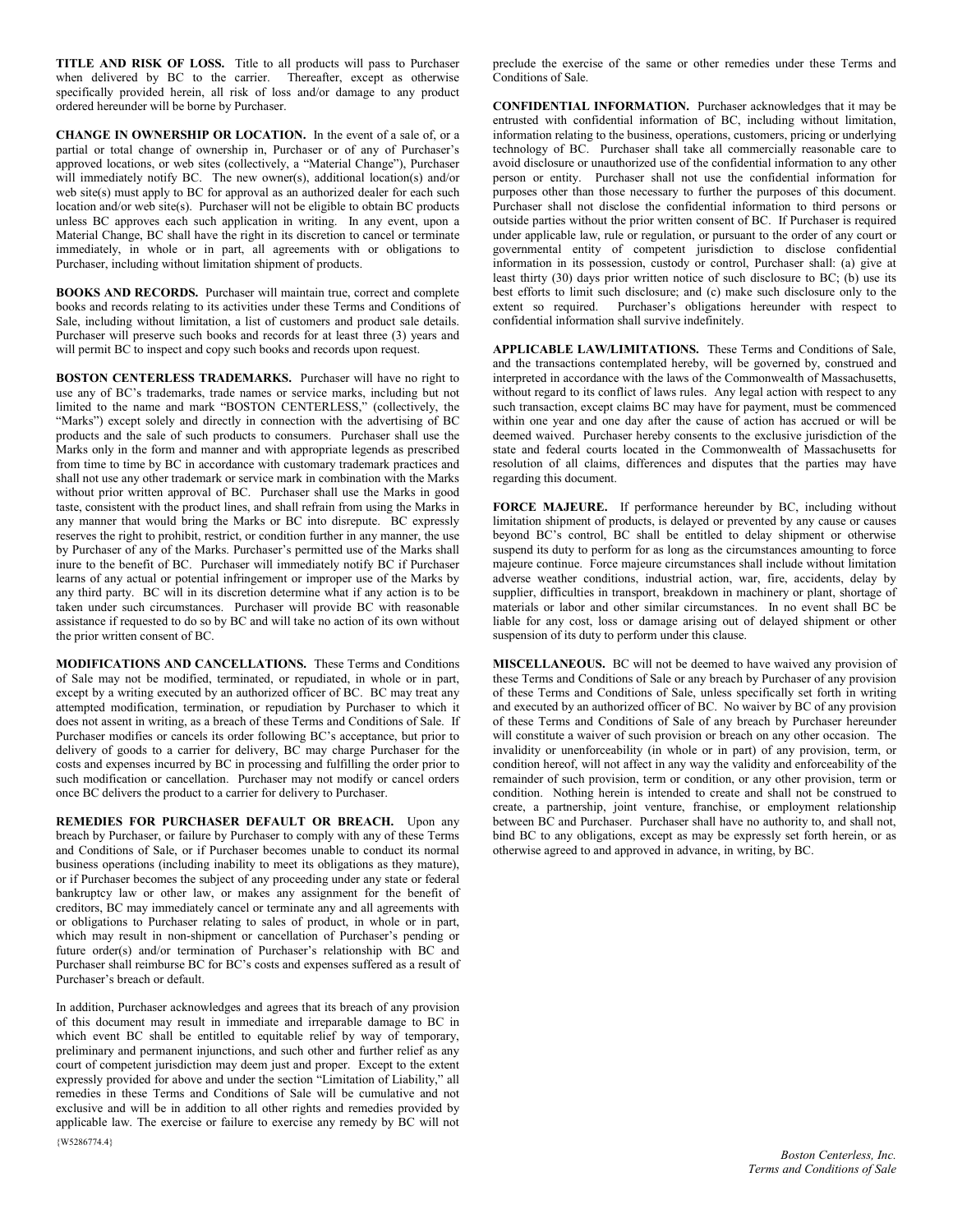**TITLE AND RISK OF LOSS.** Title to all products will pass to Purchaser when delivered by BC to the carrier. Thereafter, except as otherwise specifically provided herein, all risk of loss and/or damage to any product ordered hereunder will be borne by Purchaser.

**CHANGE IN OWNERSHIP OR LOCATION.** In the event of a sale of, or a partial or total change of ownership in, Purchaser or of any of Purchaser's approved locations, or web sites (collectively, a "Material Change"), Purchaser will immediately notify BC. The new owner(s), additional location(s) and/or web site(s) must apply to BC for approval as an authorized dealer for each such location and/or web site(s). Purchaser will not be eligible to obtain BC products unless BC approves each such application in writing. In any event, upon a Material Change, BC shall have the right in its discretion to cancel or terminate immediately, in whole or in part, all agreements with or obligations to Purchaser, including without limitation shipment of products.

**BOOKS AND RECORDS.** Purchaser will maintain true, correct and complete books and records relating to its activities under these Terms and Conditions of Sale, including without limitation, a list of customers and product sale details. Purchaser will preserve such books and records for at least three (3) years and will permit BC to inspect and copy such books and records upon request.

**BOSTON CENTERLESS TRADEMARKS.** Purchaser will have no right to use any of BC's trademarks, trade names or service marks, including but not limited to the name and mark "BOSTON CENTERLESS," (collectively, the "Marks") except solely and directly in connection with the advertising of BC products and the sale of such products to consumers. Purchaser shall use the Marks only in the form and manner and with appropriate legends as prescribed from time to time by BC in accordance with customary trademark practices and shall not use any other trademark or service mark in combination with the Marks without prior written approval of BC. Purchaser shall use the Marks in good taste, consistent with the product lines, and shall refrain from using the Marks in any manner that would bring the Marks or BC into disrepute. BC expressly reserves the right to prohibit, restrict, or condition further in any manner, the use by Purchaser of any of the Marks. Purchaser's permitted use of the Marks shall inure to the benefit of BC. Purchaser will immediately notify BC if Purchaser learns of any actual or potential infringement or improper use of the Marks by any third party. BC will in its discretion determine what if any action is to be taken under such circumstances. Purchaser will provide BC with reasonable assistance if requested to do so by BC and will take no action of its own without the prior written consent of BC.

**MODIFICATIONS AND CANCELLATIONS.** These Terms and Conditions of Sale may not be modified, terminated, or repudiated, in whole or in part, except by a writing executed by an authorized officer of BC. BC may treat any attempted modification, termination, or repudiation by Purchaser to which it does not assent in writing, as a breach of these Terms and Conditions of Sale. If Purchaser modifies or cancels its order following BC's acceptance, but prior to delivery of goods to a carrier for delivery, BC may charge Purchaser for the costs and expenses incurred by BC in processing and fulfilling the order prior to such modification or cancellation. Purchaser may not modify or cancel orders once BC delivers the product to a carrier for delivery to Purchaser.

**REMEDIES FOR PURCHASER DEFAULT OR BREACH.** Upon any breach by Purchaser, or failure by Purchaser to comply with any of these Terms and Conditions of Sale, or if Purchaser becomes unable to conduct its normal business operations (including inability to meet its obligations as they mature), or if Purchaser becomes the subject of any proceeding under any state or federal bankruptcy law or other law, or makes any assignment for the benefit of creditors, BC may immediately cancel or terminate any and all agreements with or obligations to Purchaser relating to sales of product, in whole or in part, which may result in non-shipment or cancellation of Purchaser's pending or future order(s) and/or termination of Purchaser's relationship with BC and Purchaser shall reimburse BC for BC's costs and expenses suffered as a result of Purchaser's breach or default.

In addition, Purchaser acknowledges and agrees that its breach of any provision of this document may result in immediate and irreparable damage to BC in which event BC shall be entitled to equitable relief by way of temporary, preliminary and permanent injunctions, and such other and further relief as any court of competent jurisdiction may deem just and proper. Except to the extent expressly provided for above and under the section "Limitation of Liability," all remedies in these Terms and Conditions of Sale will be cumulative and not exclusive and will be in addition to all other rights and remedies provided by applicable law. The exercise or failure to exercise any remedy by BC will not preclude the exercise of the same or other remedies under these Terms and Conditions of Sale.

**CONFIDENTIAL INFORMATION.** Purchaser acknowledges that it may be entrusted with confidential information of BC, including without limitation, information relating to the business, operations, customers, pricing or underlying technology of BC. Purchaser shall take all commercially reasonable care to avoid disclosure or unauthorized use of the confidential information to any other person or entity. Purchaser shall not use the confidential information for purposes other than those necessary to further the purposes of this document. Purchaser shall not disclose the confidential information to third persons or outside parties without the prior written consent of BC. If Purchaser is required under applicable law, rule or regulation, or pursuant to the order of any court or governmental entity of competent jurisdiction to disclose confidential information in its possession, custody or control, Purchaser shall: (a) give at least thirty (30) days prior written notice of such disclosure to BC; (b) use its best efforts to limit such disclosure; and (c) make such disclosure only to the extent so required. Purchaser's obligations hereunder with respect to confidential information shall survive indefinitely.

**APPLICABLE LAW/LIMITATIONS.** These Terms and Conditions of Sale, and the transactions contemplated hereby, will be governed by, construed and interpreted in accordance with the laws of the Commonwealth of Massachusetts, without regard to its conflict of laws rules. Any legal action with respect to any such transaction, except claims BC may have for payment, must be commenced within one year and one day after the cause of action has accrued or will be deemed waived. Purchaser hereby consents to the exclusive jurisdiction of the state and federal courts located in the Commonwealth of Massachusetts for resolution of all claims, differences and disputes that the parties may have regarding this document.

**FORCE MAJEURE.** If performance hereunder by BC, including without limitation shipment of products, is delayed or prevented by any cause or causes beyond BC's control, BC shall be entitled to delay shipment or otherwise suspend its duty to perform for as long as the circumstances amounting to force majeure continue. Force majeure circumstances shall include without limitation adverse weather conditions, industrial action, war, fire, accidents, delay by supplier, difficulties in transport, breakdown in machinery or plant, shortage of materials or labor and other similar circumstances. In no event shall BC be liable for any cost, loss or damage arising out of delayed shipment or other suspension of its duty to perform under this clause.

**MISCELLANEOUS.** BC will not be deemed to have waived any provision of these Terms and Conditions of Sale or any breach by Purchaser of any provision of these Terms and Conditions of Sale, unless specifically set forth in writing and executed by an authorized officer of BC. No waiver by BC of any provision of these Terms and Conditions of Sale of any breach by Purchaser hereunder will constitute a waiver of such provision or breach on any other occasion. The invalidity or unenforceability (in whole or in part) of any provision, term, or condition hereof, will not affect in any way the validity and enforceability of the remainder of such provision, term or condition, or any other provision, term or condition. Nothing herein is intended to create and shall not be construed to create, a partnership, joint venture, franchise, or employment relationship between BC and Purchaser. Purchaser shall have no authority to, and shall not, bind BC to any obligations, except as may be expressly set forth herein, or as otherwise agreed to and approved in advance, in writing, by BC.